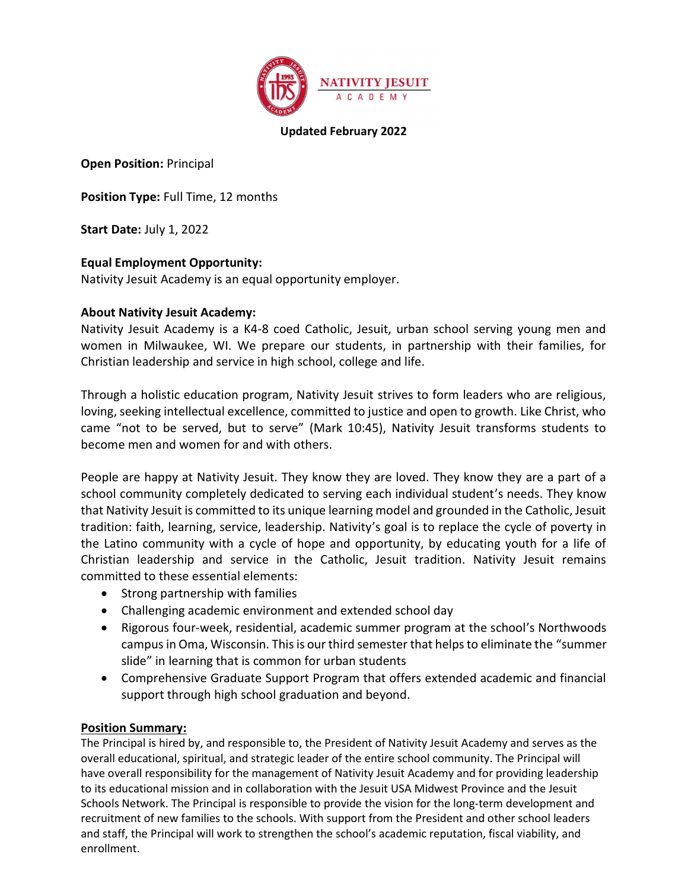NATIVITY JESUIT ACADEMY

**Updated February 2022**

**Open Position:** Principal

**Position Type:** Full Time, 12 months

**Start Date:** July 1, 2022

**Equal Employment Opportunity:**
Nativity Jesuit Academy is an equal opportunity employer.

**About Nativity Jesuit Academy:**
Nativity Jesuit Academy is a K4-8 coed Catholic, Jesuit, urban school serving young men and women in Milwaukee, WI. We prepare our students, in partnership with their families, for Christian leadership and service in high school, college and life.

Through a holistic education program, Nativity Jesuit strives to form leaders who are religious, loving, seeking intellectual excellence, committed to justice and open to growth. Like Christ, who came "not to be served, but to serve" (Mark 10:45), Nativity Jesuit transforms students to become men and women for and with others.

People are happy at Nativity Jesuit. They know they are loved. They know they are a part of a school community completely dedicated to serving each individual student's needs. They know that Nativity Jesuit is committed to its unique learning model and grounded in the Catholic, Jesuit tradition: faith, learning, service, leadership. Nativity's goal is to replace the cycle of poverty in the Latino community with a cycle of hope and opportunity, by educating youth for a life of Christian leadership and service in the Catholic, Jesuit tradition. Nativity Jesuit remains committed to these essential elements:

- Strong partnership with families
- Challenging academic environment and extended school day
- Rigorous four-week, residential, academic summer program at the school's Northwoods campus in Oma, Wisconsin. This is our third semester that helps to eliminate the "summer slide" in learning that is common for urban students
- Comprehensive Graduate Support Program that offers extended academic and financial support through high school graduation and beyond.

**Position Summary:**

The Principal is hired by, and responsible to, the President of Nativity Jesuit Academy and serves as the overall educational, spiritual, and strategic leader of the entire school community. The Principal will have overall responsibility for the management of Nativity Jesuit Academy and for providing leadership to its educational mission and in collaboration with the Jesuit USA Midwest Province and the Jesuit Schools Network. The Principal is responsible to provide the vision for the long-term development and recruitment of new families to the schools. With support from the President and other school leaders and staff, the Principal will work to strengthen the school's academic reputation, fiscal viability, and enrollment.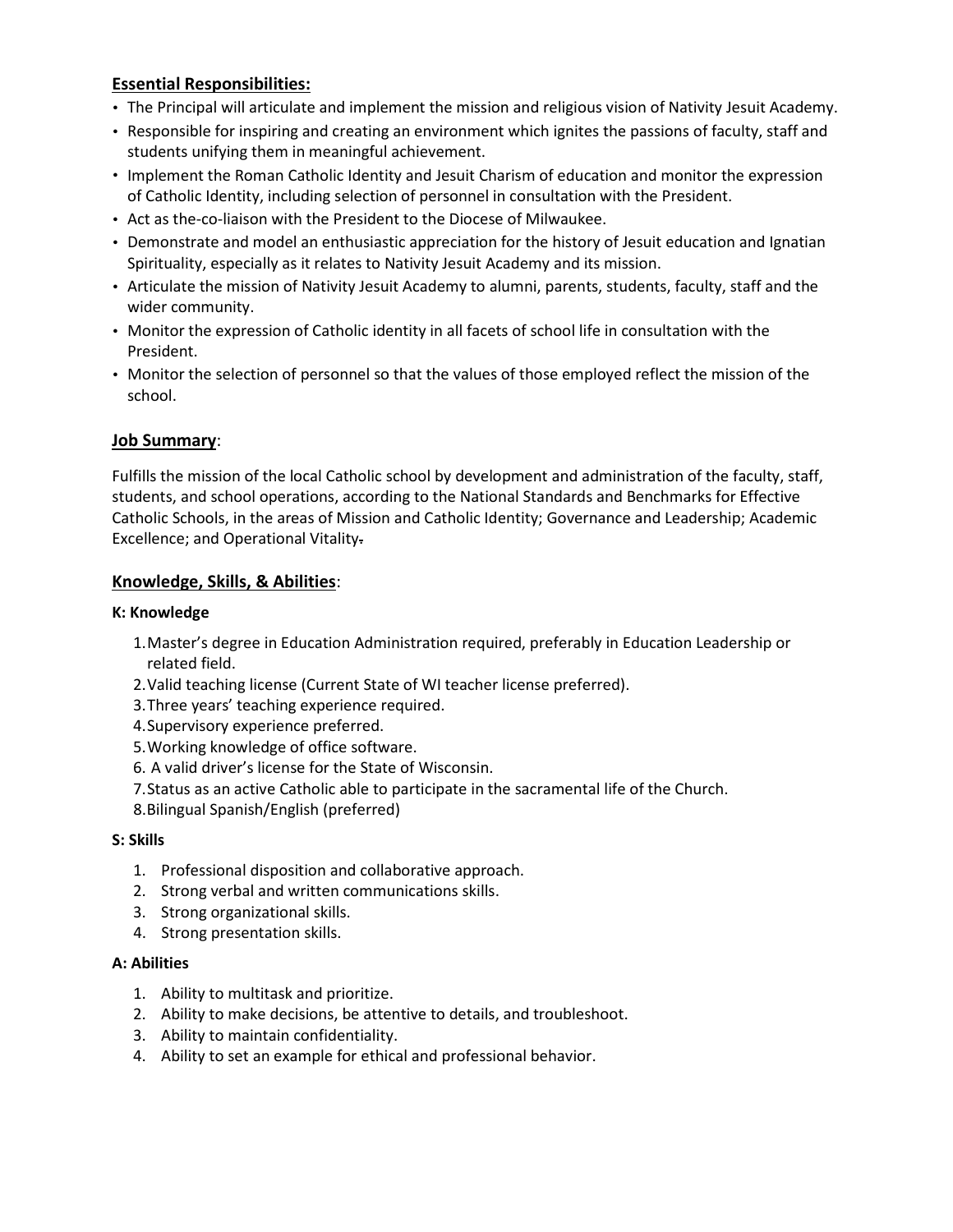## Essential Responsibilities:

- The Principal will articulate and implement the mission and religious vision of Nativity Jesuit Academy.
- Responsible for inspiring and creating an environment which ignites the passions of faculty, staff and students unifying them in meaningful achievement.
- Implement the Roman Catholic Identity and Jesuit Charism of education and monitor the expression of Catholic Identity, including selection of personnel in consultation with the President.
- Act as the-co-liaison with the President to the Diocese of Milwaukee.
- Demonstrate and model an enthusiastic appreciation for the history of Jesuit education and Ignatian Spirituality, especially as it relates to Nativity Jesuit Academy and its mission.
- Articulate the mission of Nativity Jesuit Academy to alumni, parents, students, faculty, staff and the wider community.
- Monitor the expression of Catholic identity in all facets of school life in consultation with the President.
- Monitor the selection of personnel so that the values of those employed reflect the mission of the school.

## Job Summary:

Fulfills the mission of the local Catholic school by development and administration of the faculty, staff, students, and school operations, according to the National Standards and Benchmarks for Effective Catholic Schools, in the areas of Mission and Catholic Identity; Governance and Leadership; Academic Excellence; and Operational Vitality.

## Knowledge, Skills, & Abilities:

### K: Knowledge

1. Master's degree in Education Administration required, preferably in Education Leadership or related field.
2. Valid teaching license (Current State of WI teacher license preferred).
3. Three years' teaching experience required.
4. Supervisory experience preferred.
5. Working knowledge of office software.
6. A valid driver's license for the State of Wisconsin.
7. Status as an active Catholic able to participate in the sacramental life of the Church.
8. Bilingual Spanish/English (preferred)

### S: Skills

1. Professional disposition and collaborative approach.
2. Strong verbal and written communications skills.
3. Strong organizational skills.
4. Strong presentation skills.

### A: Abilities

1. Ability to multitask and prioritize.
2. Ability to make decisions, be attentive to details, and troubleshoot.
3. Ability to maintain confidentiality.
4. Ability to set an example for ethical and professional behavior.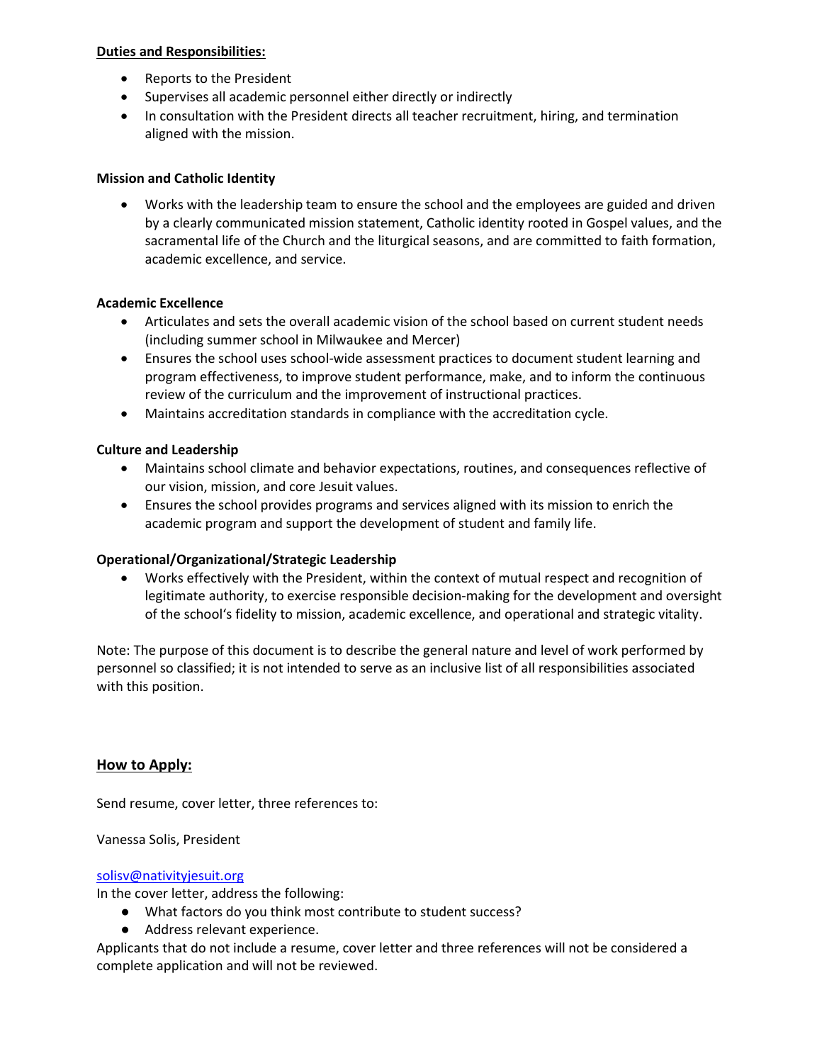**Duties and Responsibilities:**

- Reports to the President
- Supervises all academic personnel either directly or indirectly
- In consultation with the President directs all teacher recruitment, hiring, and termination aligned with the mission.

**Mission and Catholic Identity**

- Works with the leadership team to ensure the school and the employees are guided and driven by a clearly communicated mission statement, Catholic identity rooted in Gospel values, and the sacramental life of the Church and the liturgical seasons, and are committed to faith formation, academic excellence, and service.

**Academic Excellence**

- Articulates and sets the overall academic vision of the school based on current student needs (including summer school in Milwaukee and Mercer)
- Ensures the school uses school-wide assessment practices to document student learning and program effectiveness, to improve student performance, make, and to inform the continuous review of the curriculum and the improvement of instructional practices.
- Maintains accreditation standards in compliance with the accreditation cycle.

**Culture and Leadership**

- Maintains school climate and behavior expectations, routines, and consequences reflective of our vision, mission, and core Jesuit values.
- Ensures the school provides programs and services aligned with its mission to enrich the academic program and support the development of student and family life.

**Operational/Organizational/Strategic Leadership**

- Works effectively with the President, within the context of mutual respect and recognition of legitimate authority, to exercise responsible decision-making for the development and oversight of the school's fidelity to mission, academic excellence, and operational and strategic vitality.

Note: The purpose of this document is to describe the general nature and level of work performed by personnel so classified; it is not intended to serve as an inclusive list of all responsibilities associated with this position.

## How to Apply:

Send resume, cover letter, three references to:

Vanessa Solis, President

solisv@nativityjesuit.org

In the cover letter, address the following:

- What factors do you think most contribute to student success?
- Address relevant experience.

Applicants that do not include a resume, cover letter and three references will not be considered a complete application and will not be reviewed.